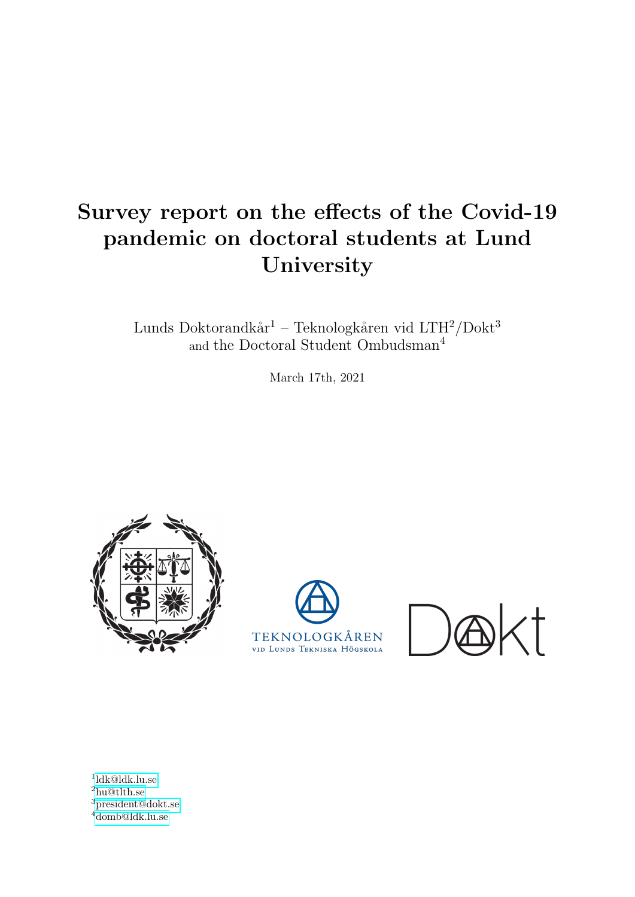# Survey report on the effects of the Covid-19 pandemic on doctoral students at Lund University

Lunds Doktorandkår[1] – Teknologkåren vid LTH[2]/Dokt[3] and the Doctoral Student Ombudsman[4]

March 17th, 2021

TEKNOLOGKÅREN
VID LUNDS TEKNISKA HÖGSKOLA

Dokt

[1] ldk@ldk.lu.se
[2] hu@tlth.se
[3] president@dokt.se
[4] domb@ldk.lu.se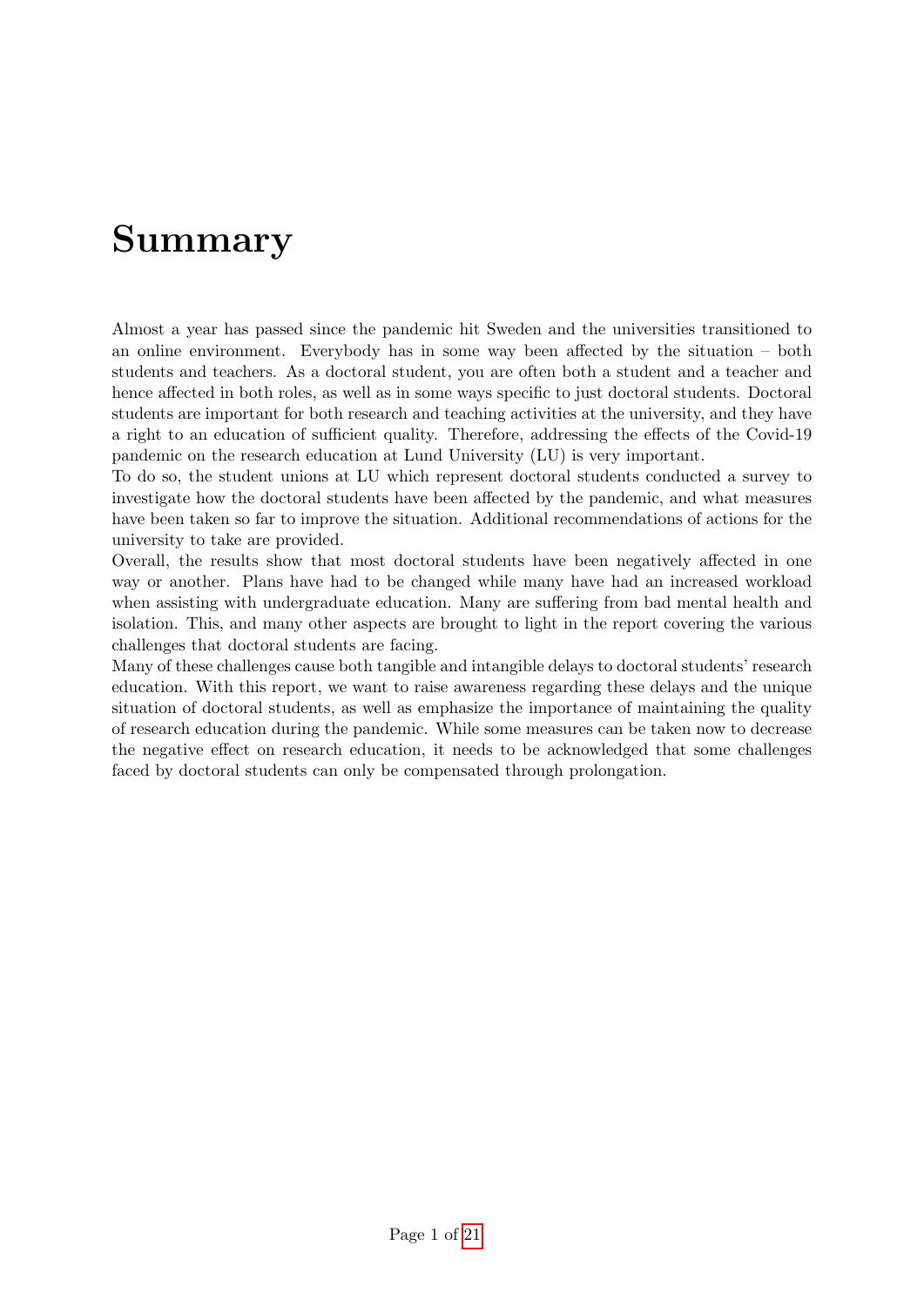# Summary

Almost a year has passed since the pandemic hit Sweden and the universities transitioned to an online environment. Everybody has in some way been affected by the situation – both students and teachers. As a doctoral student, you are often both a student and a teacher and hence affected in both roles, as well as in some ways specific to just doctoral students. Doctoral students are important for both research and teaching activities at the university, and they have a right to an education of sufficient quality. Therefore, addressing the effects of the Covid-19 pandemic on the research education at Lund University (LU) is very important.

To do so, the student unions at LU which represent doctoral students conducted a survey to investigate how the doctoral students have been affected by the pandemic, and what measures have been taken so far to improve the situation. Additional recommendations of actions for the university to take are provided.

Overall, the results show that most doctoral students have been negatively affected in one way or another. Plans have had to be changed while many have had an increased workload when assisting with undergraduate education. Many are suffering from bad mental health and isolation. This, and many other aspects are brought to light in the report covering the various challenges that doctoral students are facing.

Many of these challenges cause both tangible and intangible delays to doctoral students' research education. With this report, we want to raise awareness regarding these delays and the unique situation of doctoral students, as well as emphasize the importance of maintaining the quality of research education during the pandemic. While some measures can be taken now to decrease the negative effect on research education, it needs to be acknowledged that some challenges faced by doctoral students can only be compensated through prolongation.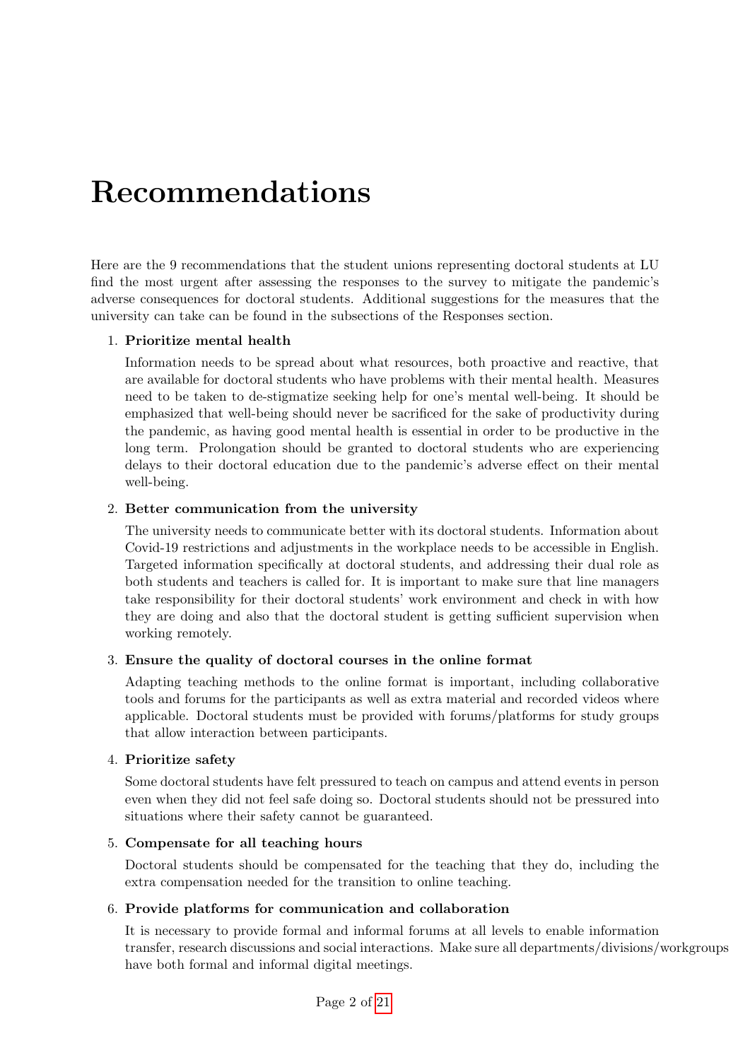# Recommendations

Here are the 9 recommendations that the student unions representing doctoral students at LU find the most urgent after assessing the responses to the survey to mitigate the pandemic's adverse consequences for doctoral students. Additional suggestions for the measures that the university can take can be found in the subsections of the Responses section.

1. **Prioritize mental health**

   Information needs to be spread about what resources, both proactive and reactive, that are available for doctoral students who have problems with their mental health. Measures need to be taken to de-stigmatize seeking help for one's mental well-being. It should be emphasized that well-being should never be sacrificed for the sake of productivity during the pandemic, as having good mental health is essential in order to be productive in the long term. Prolongation should be granted to doctoral students who are experiencing delays to their doctoral education due to the pandemic's adverse effect on their mental well-being.

2. **Better communication from the university**

   The university needs to communicate better with its doctoral students. Information about Covid-19 restrictions and adjustments in the workplace needs to be accessible in English. Targeted information specifically at doctoral students, and addressing their dual role as both students and teachers is called for. It is important to make sure that line managers take responsibility for their doctoral students' work environment and check in with how they are doing and also that the doctoral student is getting sufficient supervision when working remotely.

3. **Ensure the quality of doctoral courses in the online format**

   Adapting teaching methods to the online format is important, including collaborative tools and forums for the participants as well as extra material and recorded videos where applicable. Doctoral students must be provided with forums/platforms for study groups that allow interaction between participants.

4. **Prioritize safety**

   Some doctoral students have felt pressured to teach on campus and attend events in person even when they did not feel safe doing so. Doctoral students should not be pressured into situations where their safety cannot be guaranteed.

5. **Compensate for all teaching hours**

   Doctoral students should be compensated for the teaching that they do, including the extra compensation needed for the transition to online teaching.

6. **Provide platforms for communication and collaboration**

   It is necessary to provide formal and informal forums at all levels to enable information transfer, research discussions and social interactions. Make sure all departments/divisions/workgroups have both formal and informal digital meetings.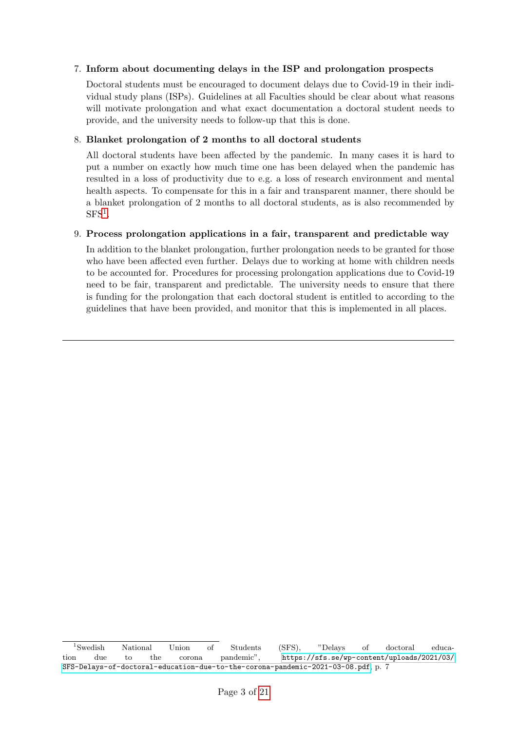7. **Inform about documenting delays in the ISP and prolongation prospects**

   Doctoral students must be encouraged to document delays due to Covid-19 in their individual study plans (ISPs). Guidelines at all Faculties should be clear about what reasons will motivate prolongation and what exact documentation a doctoral student needs to provide, and the university needs to follow-up that this is done.

8. **Blanket prolongation of 2 months to all doctoral students**

   All doctoral students have been affected by the pandemic. In many cases it is hard to put a number on exactly how much time one has been delayed when the pandemic has resulted in a loss of productivity due to e.g. a loss of research environment and mental health aspects. To compensate for this in a fair and transparent manner, there should be a blanket prolongation of 2 months to all doctoral students, as is also recommended by SFS[1].

9. **Process prolongation applications in a fair, transparent and predictable way**

   In addition to the blanket prolongation, further prolongation needs to be granted for those who have been affected even further. Delays due to working at home with children needs to be accounted for. Procedures for processing prolongation applications due to Covid-19 need to be fair, transparent and predictable. The university needs to ensure that there is funding for the prolongation that each doctoral student is entitled to according to the guidelines that have been provided, and monitor that this is implemented in all places.

---

[1] Swedish National Union of Students (SFS), "Delays of doctoral education due to the corona pandemic", https://sfs.se/wp-content/uploads/2021/03/SFS-Delays-of-doctoral-education-due-to-the-corona-pandemic-2021-03-08.pdf, p. 7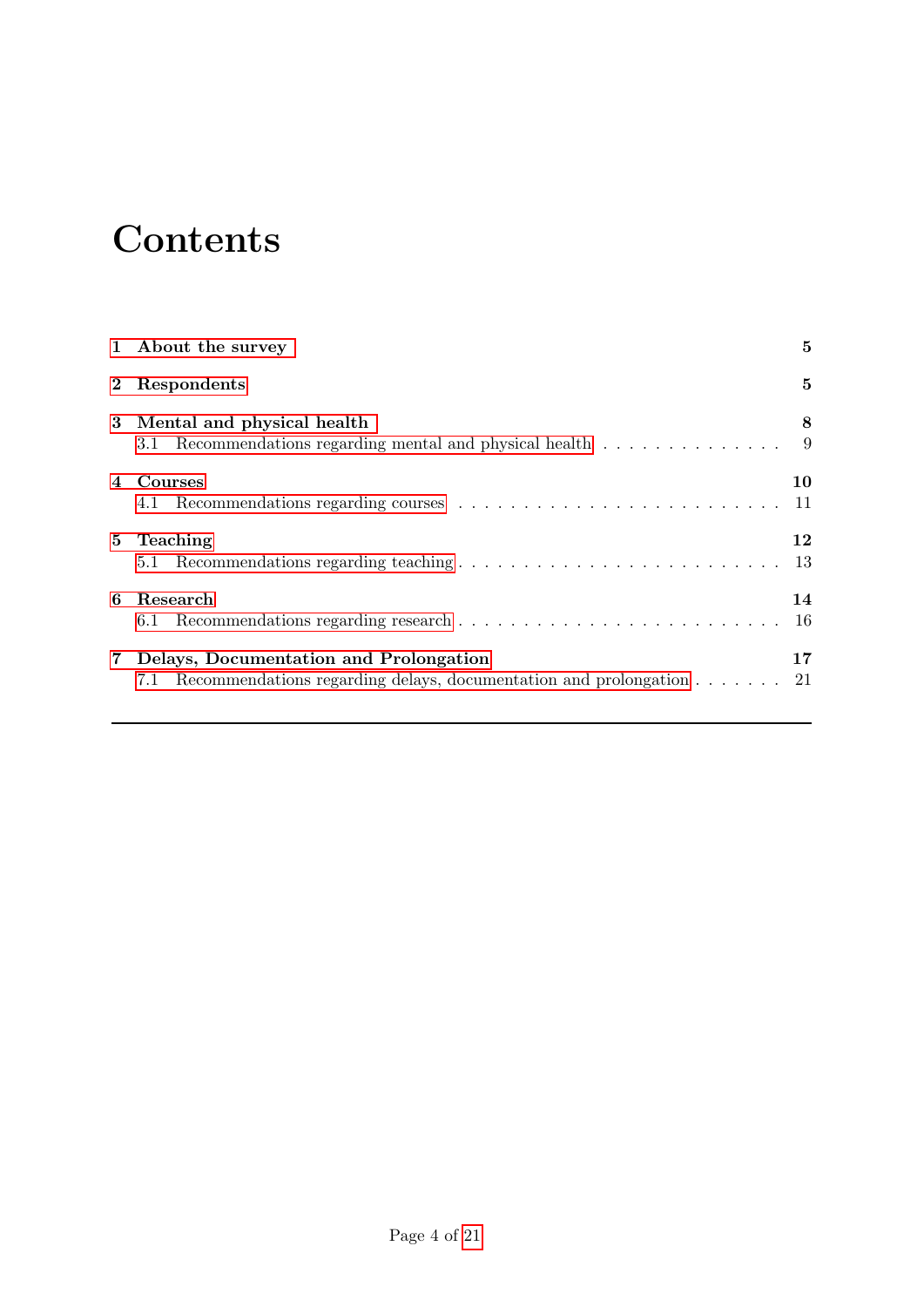# Contents

| | |
|---|---|
| **1 About the survey** | **5** |
| **2 Respondents** | **5** |
| **3 Mental and physical health** | **8** |
| 3.1 Recommendations regarding mental and physical health | 9 |
| **4 Courses** | **10** |
| 4.1 Recommendations regarding courses | 11 |
| **5 Teaching** | **12** |
| 5.1 Recommendations regarding teaching | 13 |
| **6 Research** | **14** |
| 6.1 Recommendations regarding research | 16 |
| **7 Delays, Documentation and Prolongation** | **17** |
| 7.1 Recommendations regarding delays, documentation and prolongation | 21 |

---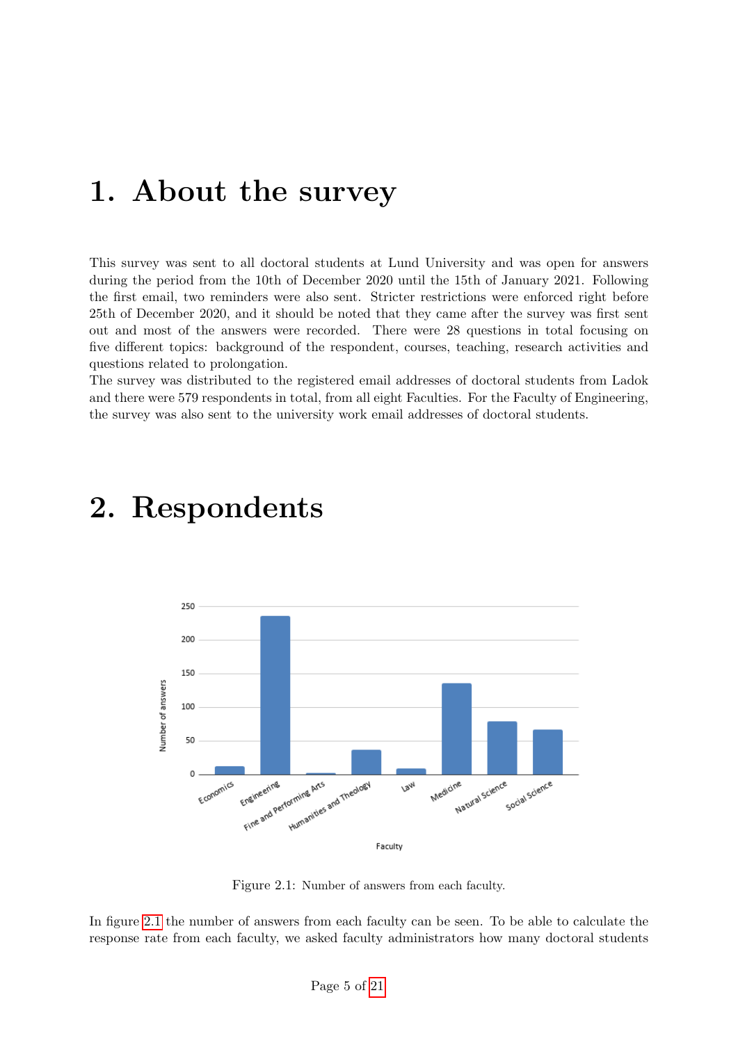# 1. About the survey

This survey was sent to all doctoral students at Lund University and was open for answers during the period from the 10th of December 2020 until the 15th of January 2021. Following the first email, two reminders were also sent. Stricter restrictions were enforced right before 25th of December 2020, and it should be noted that they came after the survey was first sent out and most of the answers were recorded. There were 28 questions in total focusing on five different topics: background of the respondent, courses, teaching, research activities and questions related to prolongation.
The survey was distributed to the registered email addresses of doctoral students from Ladok and there were 579 respondents in total, from all eight Faculties. For the Faculty of Engineering, the survey was also sent to the university work email addresses of doctoral students.

# 2. Respondents

Figure 2.1: Number of answers from each faculty.

In figure 2.1 the number of answers from each faculty can be seen. To be able to calculate the response rate from each faculty, we asked faculty administrators how many doctoral students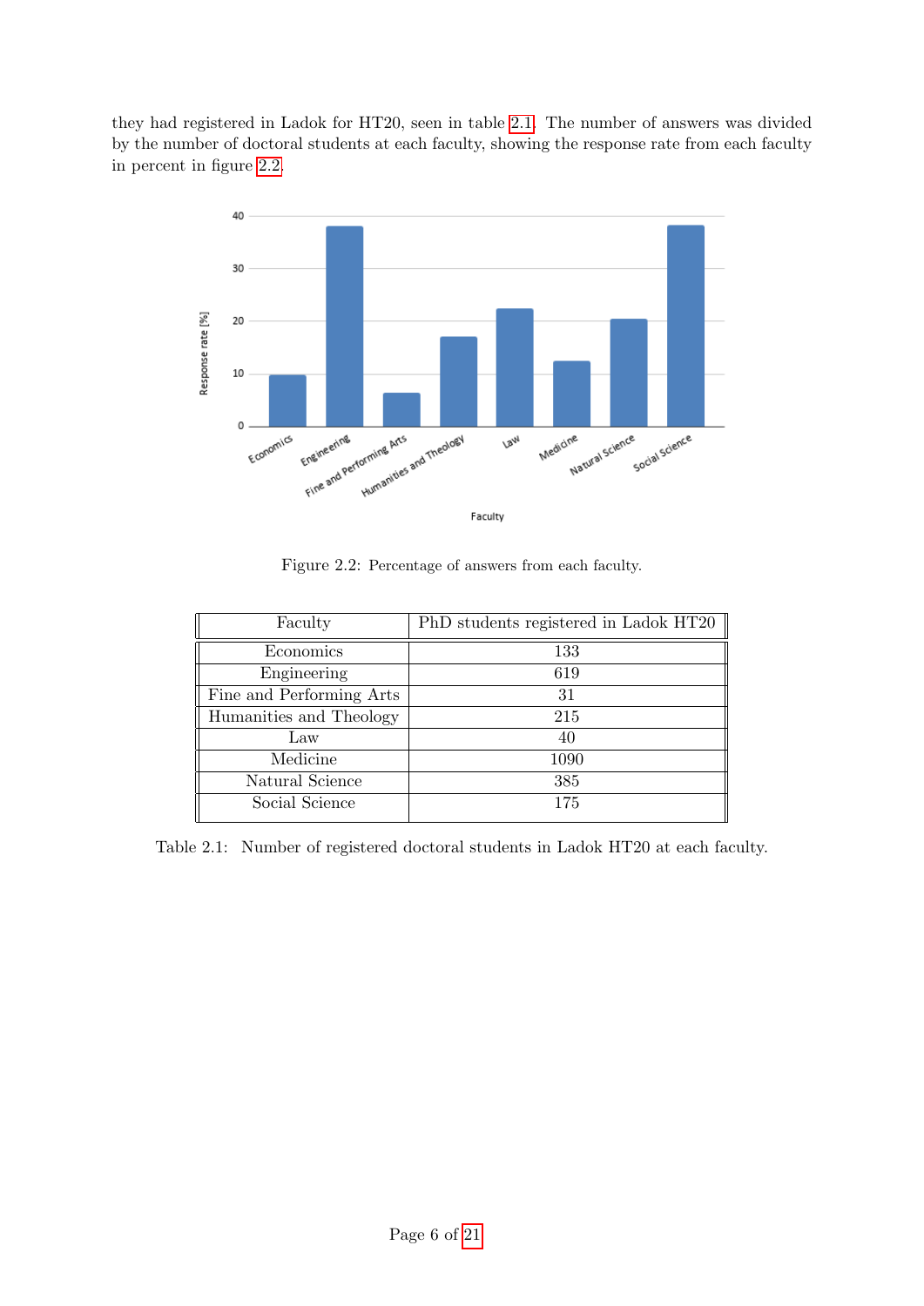they had registered in Ladok for HT20, seen in table 2.1. The number of answers was divided by the number of doctoral students at each faculty, showing the response rate from each faculty in percent in figure 2.2.

Figure 2.2: Percentage of answers from each faculty.

| Faculty | PhD students registered in Ladok HT20 |
|---|---|
| Economics | 133 |
| Engineering | 619 |
| Fine and Performing Arts | 31 |
| Humanities and Theology | 215 |
| Law | 40 |
| Medicine | 1090 |
| Natural Science | 385 |
| Social Science | 175 |

Table 2.1: Number of registered doctoral students in Ladok HT20 at each faculty.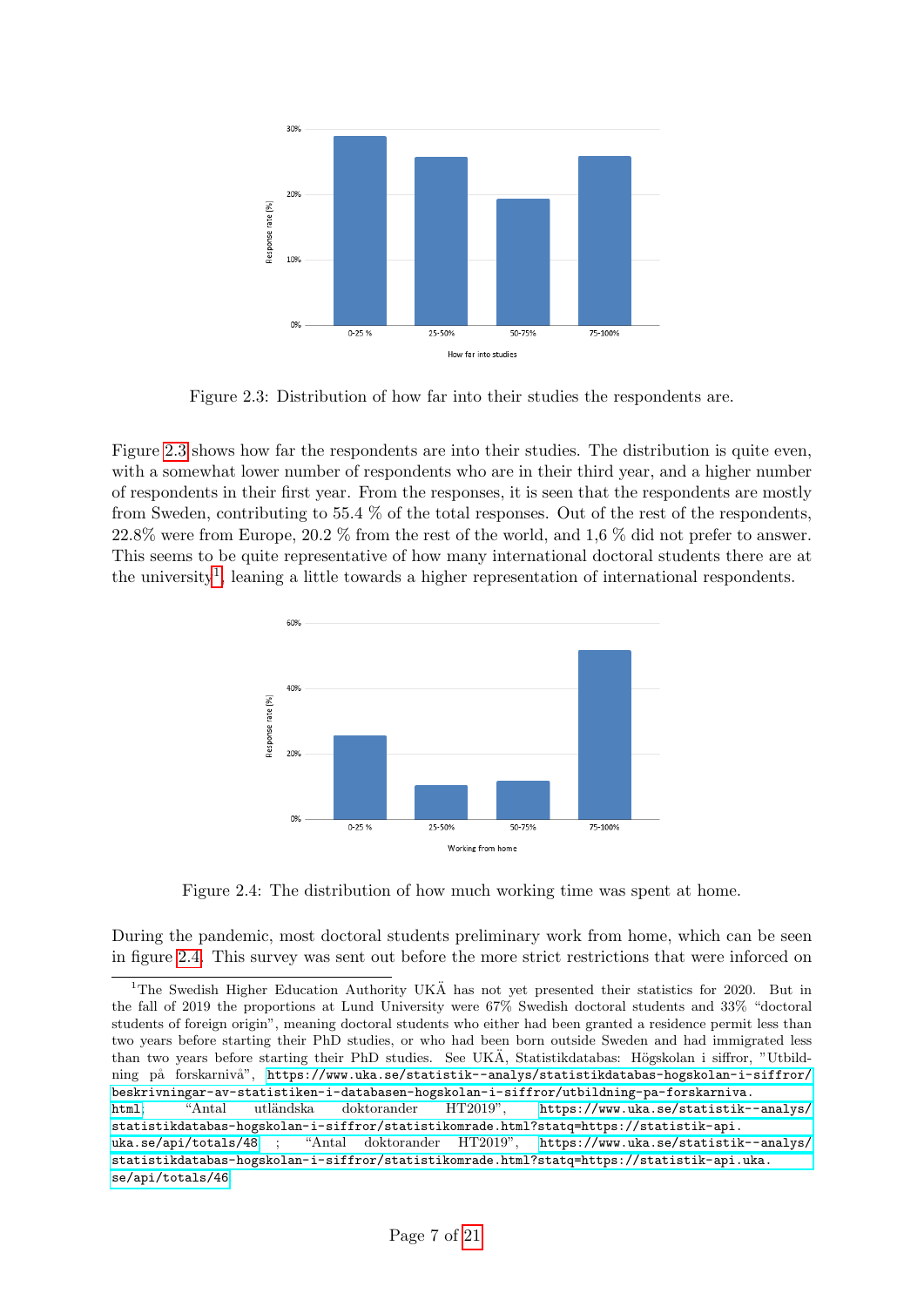Figure 2.3: Distribution of how far into their studies the respondents are.

Figure 2.3 shows how far the respondents are into their studies. The distribution is quite even, with a somewhat lower number of respondents who are in their third year, and a higher number of respondents in their first year. From the responses, it is seen that the respondents are mostly from Sweden, contributing to 55.4 % of the total responses. Out of the rest of the respondents, 22.8% were from Europe, 20.2 % from the rest of the world, and 1,6 % did not prefer to answer. This seems to be quite representative of how many international doctoral students there are at the university[1], leaning a little towards a higher representation of international respondents.

Figure 2.4: The distribution of how much working time was spent at home.

During the pandemic, most doctoral students preliminary work from home, which can be seen in figure 2.4. This survey was sent out before the more strict restrictions that were inforced on

[1]The Swedish Higher Education Authority UKÄ has not yet presented their statistics for 2020. But in the fall of 2019 the proportions at Lund University were 67% Swedish doctoral students and 33% "doctoral students of foreign origin", meaning doctoral students who either had been granted a residence permit less than two years before starting their PhD studies, or who had been born outside Sweden and had immigrated less than two years before starting their PhD studies. See UKÄ, Statistikdatabas: Högskolan i siffror, "Utbildning på forskarnivå", https://www.uka.se/statistik--analys/statistikdatabas-hogskolan-i-siffror/beskrivningar-av-statistiken-i-databasen-hogskolan-i-siffror/utbildning-pa-forskarniva.html; "Antal utländska doktorander HT2019", https://www.uka.se/statistik--analys/statistikdatabas-hogskolan-i-siffror/statistikomrade.html?statq=https://statistik-api.uka.se/api/totals/48 ; "Antal doktorander HT2019", https://www.uka.se/statistik--analys/statistikdatabas-hogskolan-i-siffror/statistikomrade.html?statq=https://statistik-api.uka.se/api/totals/46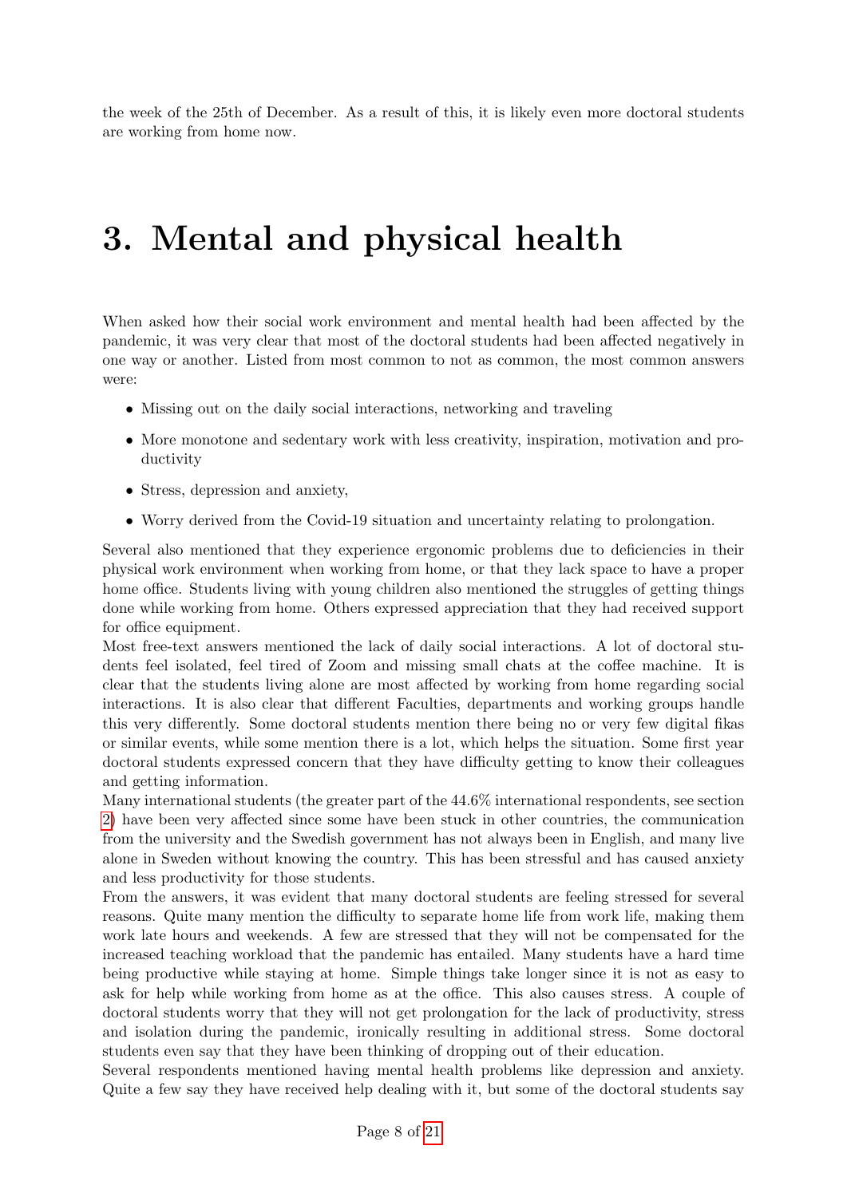the week of the 25th of December. As a result of this, it is likely even more doctoral students are working from home now.

# 3. Mental and physical health

When asked how their social work environment and mental health had been affected by the pandemic, it was very clear that most of the doctoral students had been affected negatively in one way or another. Listed from most common to not as common, the most common answers were:

- Missing out on the daily social interactions, networking and traveling
- More monotone and sedentary work with less creativity, inspiration, motivation and productivity
- Stress, depression and anxiety,
- Worry derived from the Covid-19 situation and uncertainty relating to prolongation.

Several also mentioned that they experience ergonomic problems due to deficiencies in their physical work environment when working from home, or that they lack space to have a proper home office. Students living with young children also mentioned the struggles of getting things done while working from home. Others expressed appreciation that they had received support for office equipment.

Most free-text answers mentioned the lack of daily social interactions. A lot of doctoral students feel isolated, feel tired of Zoom and missing small chats at the coffee machine. It is clear that the students living alone are most affected by working from home regarding social interactions. It is also clear that different Faculties, departments and working groups handle this very differently. Some doctoral students mention there being no or very few digital fikas or similar events, while some mention there is a lot, which helps the situation. Some first year doctoral students expressed concern that they have difficulty getting to know their colleagues and getting information.

Many international students (the greater part of the 44.6% international respondents, see section 2) have been very affected since some have been stuck in other countries, the communication from the university and the Swedish government has not always been in English, and many live alone in Sweden without knowing the country. This has been stressful and has caused anxiety and less productivity for those students.

From the answers, it was evident that many doctoral students are feeling stressed for several reasons. Quite many mention the difficulty to separate home life from work life, making them work late hours and weekends. A few are stressed that they will not be compensated for the increased teaching workload that the pandemic has entailed. Many students have a hard time being productive while staying at home. Simple things take longer since it is not as easy to ask for help while working from home as at the office. This also causes stress. A couple of doctoral students worry that they will not get prolongation for the lack of productivity, stress and isolation during the pandemic, ironically resulting in additional stress. Some doctoral students even say that they have been thinking of dropping out of their education.

Several respondents mentioned having mental health problems like depression and anxiety. Quite a few say they have received help dealing with it, but some of the doctoral students say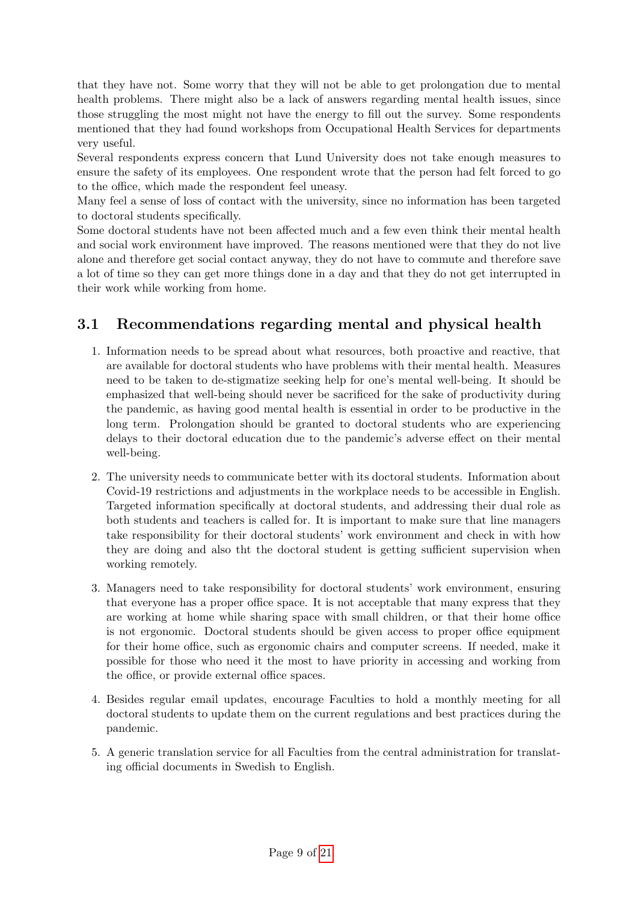that they have not. Some worry that they will not be able to get prolongation due to mental health problems. There might also be a lack of answers regarding mental health issues, since those struggling the most might not have the energy to fill out the survey. Some respondents mentioned that they had found workshops from Occupational Health Services for departments very useful.

Several respondents express concern that Lund University does not take enough measures to ensure the safety of its employees. One respondent wrote that the person had felt forced to go to the office, which made the respondent feel uneasy.

Many feel a sense of loss of contact with the university, since no information has been targeted to doctoral students specifically.

Some doctoral students have not been affected much and a few even think their mental health and social work environment have improved. The reasons mentioned were that they do not live alone and therefore get social contact anyway, they do not have to commute and therefore save a lot of time so they can get more things done in a day and that they do not get interrupted in their work while working from home.

## 3.1 Recommendations regarding mental and physical health

1. Information needs to be spread about what resources, both proactive and reactive, that are available for doctoral students who have problems with their mental health. Measures need to be taken to de-stigmatize seeking help for one's mental well-being. It should be emphasized that well-being should never be sacrificed for the sake of productivity during the pandemic, as having good mental health is essential in order to be productive in the long term. Prolongation should be granted to doctoral students who are experiencing delays to their doctoral education due to the pandemic's adverse effect on their mental well-being.

2. The university needs to communicate better with its doctoral students. Information about Covid-19 restrictions and adjustments in the workplace needs to be accessible in English. Targeted information specifically at doctoral students, and addressing their dual role as both students and teachers is called for. It is important to make sure that line managers take responsibility for their doctoral students' work environment and check in with how they are doing and also tht the doctoral student is getting sufficient supervision when working remotely.

3. Managers need to take responsibility for doctoral students' work environment, ensuring that everyone has a proper office space. It is not acceptable that many express that they are working at home while sharing space with small children, or that their home office is not ergonomic. Doctoral students should be given access to proper office equipment for their home office, such as ergonomic chairs and computer screens. If needed, make it possible for those who need it the most to have priority in accessing and working from the office, or provide external office spaces.

4. Besides regular email updates, encourage Faculties to hold a monthly meeting for all doctoral students to update them on the current regulations and best practices during the pandemic.

5. A generic translation service for all Faculties from the central administration for translating official documents in Swedish to English.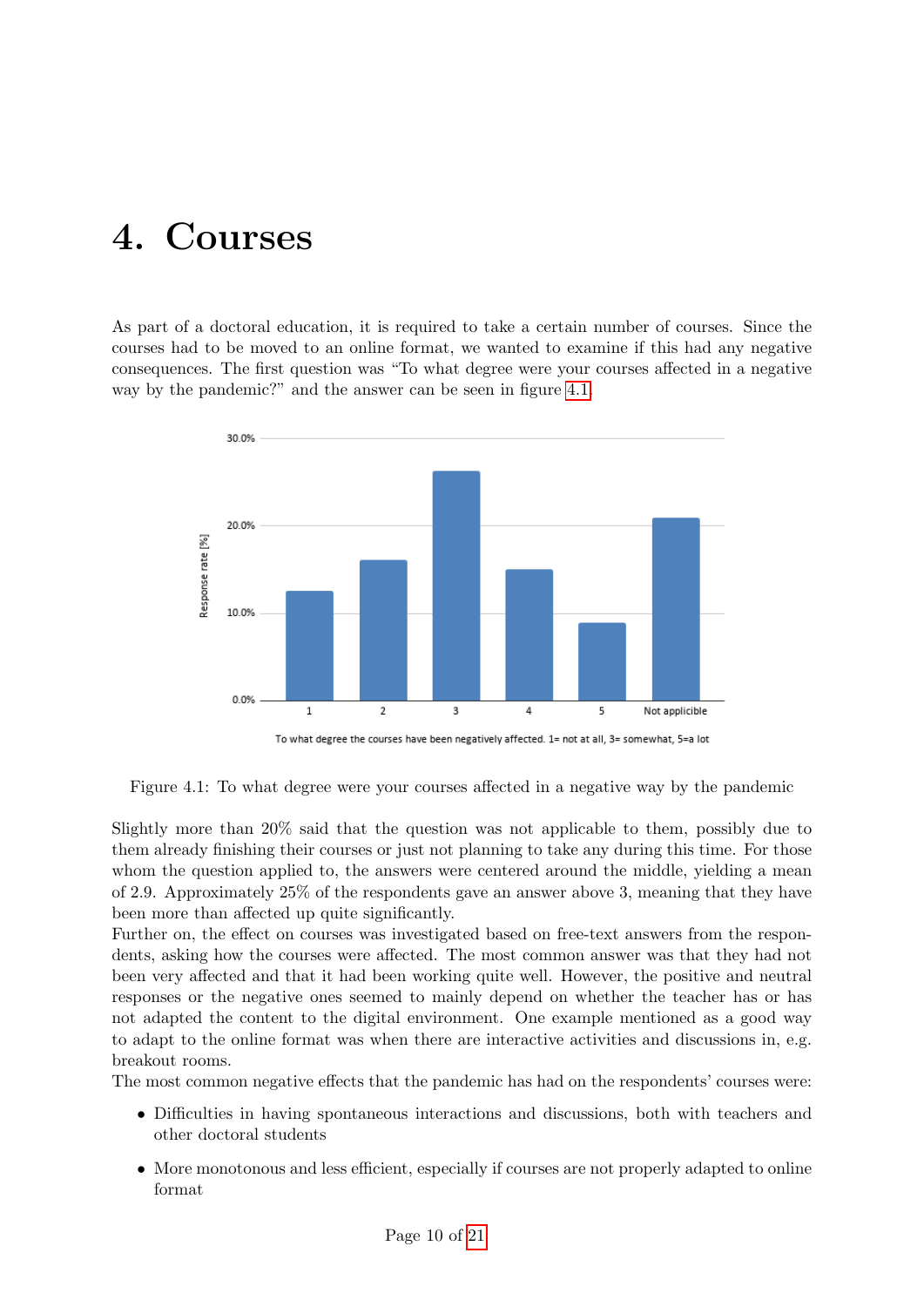# 4. Courses

As part of a doctoral education, it is required to take a certain number of courses. Since the courses had to be moved to an online format, we wanted to examine if this had any negative consequences. The first question was "To what degree were your courses affected in a negative way by the pandemic?" and the answer can be seen in figure 4.1.

Figure 4.1: To what degree were your courses affected in a negative way by the pandemic

Slightly more than 20% said that the question was not applicable to them, possibly due to them already finishing their courses or just not planning to take any during this time. For those whom the question applied to, the answers were centered around the middle, yielding a mean of 2.9. Approximately 25% of the respondents gave an answer above 3, meaning that they have been more than affected up quite significantly.

Further on, the effect on courses was investigated based on free-text answers from the respondents, asking how the courses were affected. The most common answer was that they had not been very affected and that it had been working quite well. However, the positive and neutral responses or the negative ones seemed to mainly depend on whether the teacher has or has not adapted the content to the digital environment. One example mentioned as a good way to adapt to the online format was when there are interactive activities and discussions in, e.g. breakout rooms.

The most common negative effects that the pandemic has had on the respondents' courses were:

- Difficulties in having spontaneous interactions and discussions, both with teachers and other doctoral students
- More monotonous and less efficient, especially if courses are not properly adapted to online format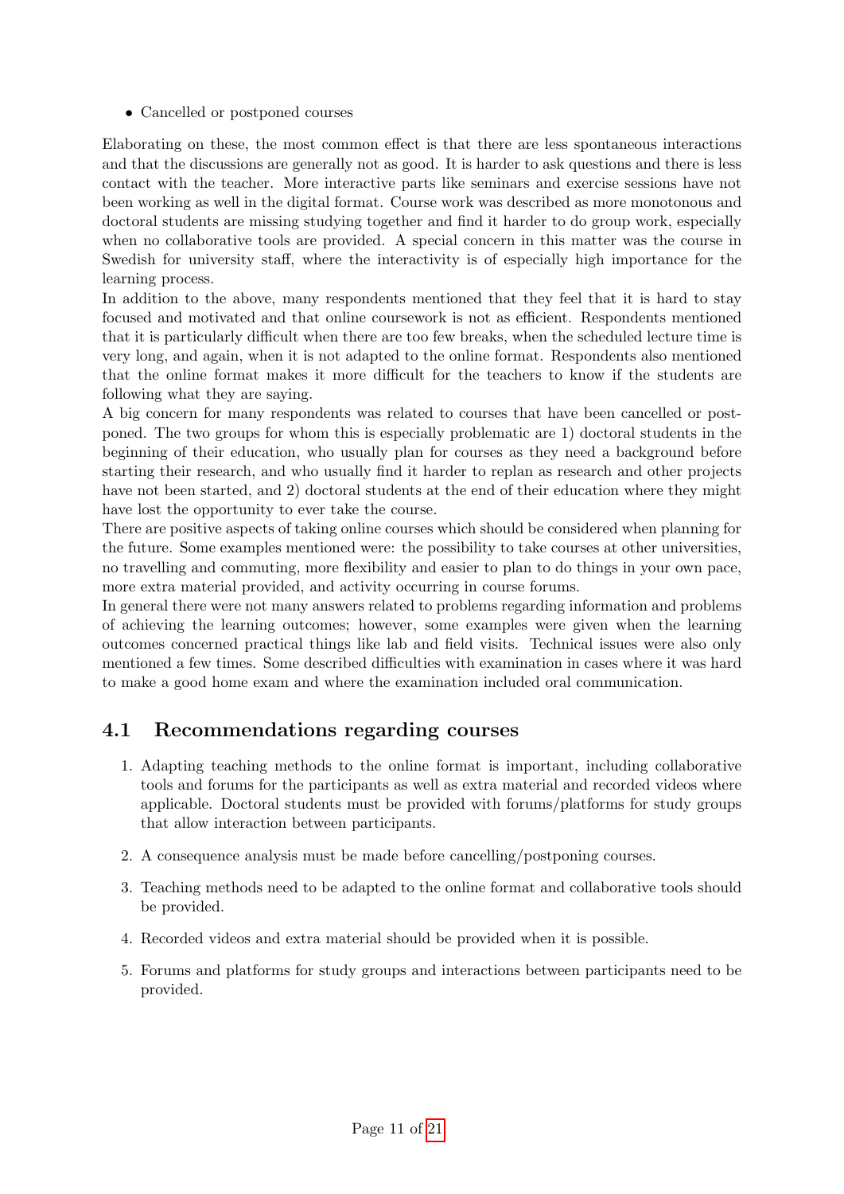- Cancelled or postponed courses

Elaborating on these, the most common effect is that there are less spontaneous interactions and that the discussions are generally not as good. It is harder to ask questions and there is less contact with the teacher. More interactive parts like seminars and exercise sessions have not been working as well in the digital format. Course work was described as more monotonous and doctoral students are missing studying together and find it harder to do group work, especially when no collaborative tools are provided. A special concern in this matter was the course in Swedish for university staff, where the interactivity is of especially high importance for the learning process.

In addition to the above, many respondents mentioned that they feel that it is hard to stay focused and motivated and that online coursework is not as efficient. Respondents mentioned that it is particularly difficult when there are too few breaks, when the scheduled lecture time is very long, and again, when it is not adapted to the online format. Respondents also mentioned that the online format makes it more difficult for the teachers to know if the students are following what they are saying.

A big concern for many respondents was related to courses that have been cancelled or postponed. The two groups for whom this is especially problematic are 1) doctoral students in the beginning of their education, who usually plan for courses as they need a background before starting their research, and who usually find it harder to replan as research and other projects have not been started, and 2) doctoral students at the end of their education where they might have lost the opportunity to ever take the course.

There are positive aspects of taking online courses which should be considered when planning for the future. Some examples mentioned were: the possibility to take courses at other universities, no travelling and commuting, more flexibility and easier to plan to do things in your own pace, more extra material provided, and activity occurring in course forums.

In general there were not many answers related to problems regarding information and problems of achieving the learning outcomes; however, some examples were given when the learning outcomes concerned practical things like lab and field visits. Technical issues were also only mentioned a few times. Some described difficulties with examination in cases where it was hard to make a good home exam and where the examination included oral communication.

## 4.1 Recommendations regarding courses

1. Adapting teaching methods to the online format is important, including collaborative tools and forums for the participants as well as extra material and recorded videos where applicable. Doctoral students must be provided with forums/platforms for study groups that allow interaction between participants.
2. A consequence analysis must be made before cancelling/postponing courses.
3. Teaching methods need to be adapted to the online format and collaborative tools should be provided.
4. Recorded videos and extra material should be provided when it is possible.
5. Forums and platforms for study groups and interactions between participants need to be provided.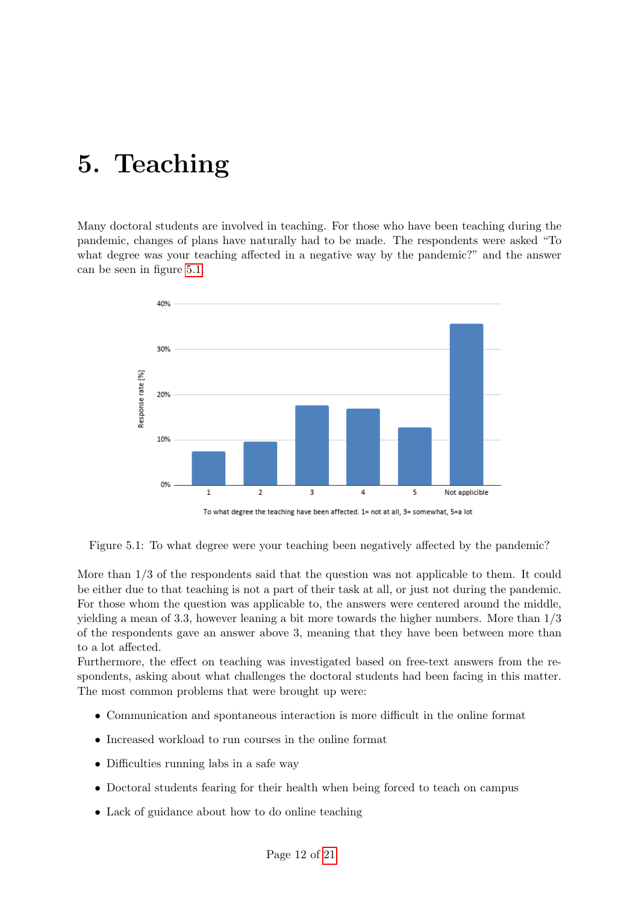# 5. Teaching

Many doctoral students are involved in teaching. For those who have been teaching during the pandemic, changes of plans have naturally had to be made. The respondents were asked "To what degree was your teaching affected in a negative way by the pandemic?" and the answer can be seen in figure 5.1.

Figure 5.1: To what degree were your teaching been negatively affected by the pandemic?

More than 1/3 of the respondents said that the question was not applicable to them. It could be either due to that teaching is not a part of their task at all, or just not during the pandemic. For those whom the question was applicable to, the answers were centered around the middle, yielding a mean of 3.3, however leaning a bit more towards the higher numbers. More than 1/3 of the respondents gave an answer above 3, meaning that they have been between more than to a lot affected.

Furthermore, the effect on teaching was investigated based on free-text answers from the respondents, asking about what challenges the doctoral students had been facing in this matter. The most common problems that were brought up were:

- Communication and spontaneous interaction is more difficult in the online format
- Increased workload to run courses in the online format
- Difficulties running labs in a safe way
- Doctoral students fearing for their health when being forced to teach on campus
- Lack of guidance about how to do online teaching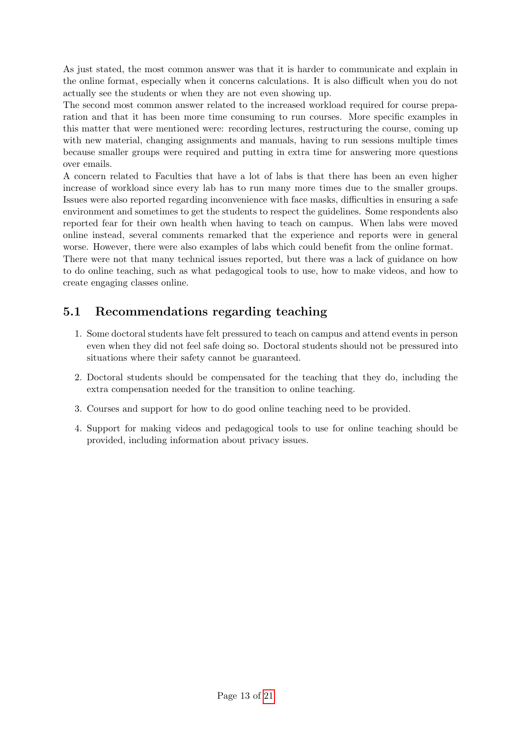As just stated, the most common answer was that it is harder to communicate and explain in the online format, especially when it concerns calculations. It is also difficult when you do not actually see the students or when they are not even showing up.

The second most common answer related to the increased workload required for course preparation and that it has been more time consuming to run courses. More specific examples in this matter that were mentioned were: recording lectures, restructuring the course, coming up with new material, changing assignments and manuals, having to run sessions multiple times because smaller groups were required and putting in extra time for answering more questions over emails.

A concern related to Faculties that have a lot of labs is that there has been an even higher increase of workload since every lab has to run many more times due to the smaller groups. Issues were also reported regarding inconvenience with face masks, difficulties in ensuring a safe environment and sometimes to get the students to respect the guidelines. Some respondents also reported fear for their own health when having to teach on campus. When labs were moved online instead, several comments remarked that the experience and reports were in general worse. However, there were also examples of labs which could benefit from the online format.

There were not that many technical issues reported, but there was a lack of guidance on how to do online teaching, such as what pedagogical tools to use, how to make videos, and how to create engaging classes online.

## 5.1 Recommendations regarding teaching

1. Some doctoral students have felt pressured to teach on campus and attend events in person even when they did not feel safe doing so. Doctoral students should not be pressured into situations where their safety cannot be guaranteed.
2. Doctoral students should be compensated for the teaching that they do, including the extra compensation needed for the transition to online teaching.
3. Courses and support for how to do good online teaching need to be provided.
4. Support for making videos and pedagogical tools to use for online teaching should be provided, including information about privacy issues.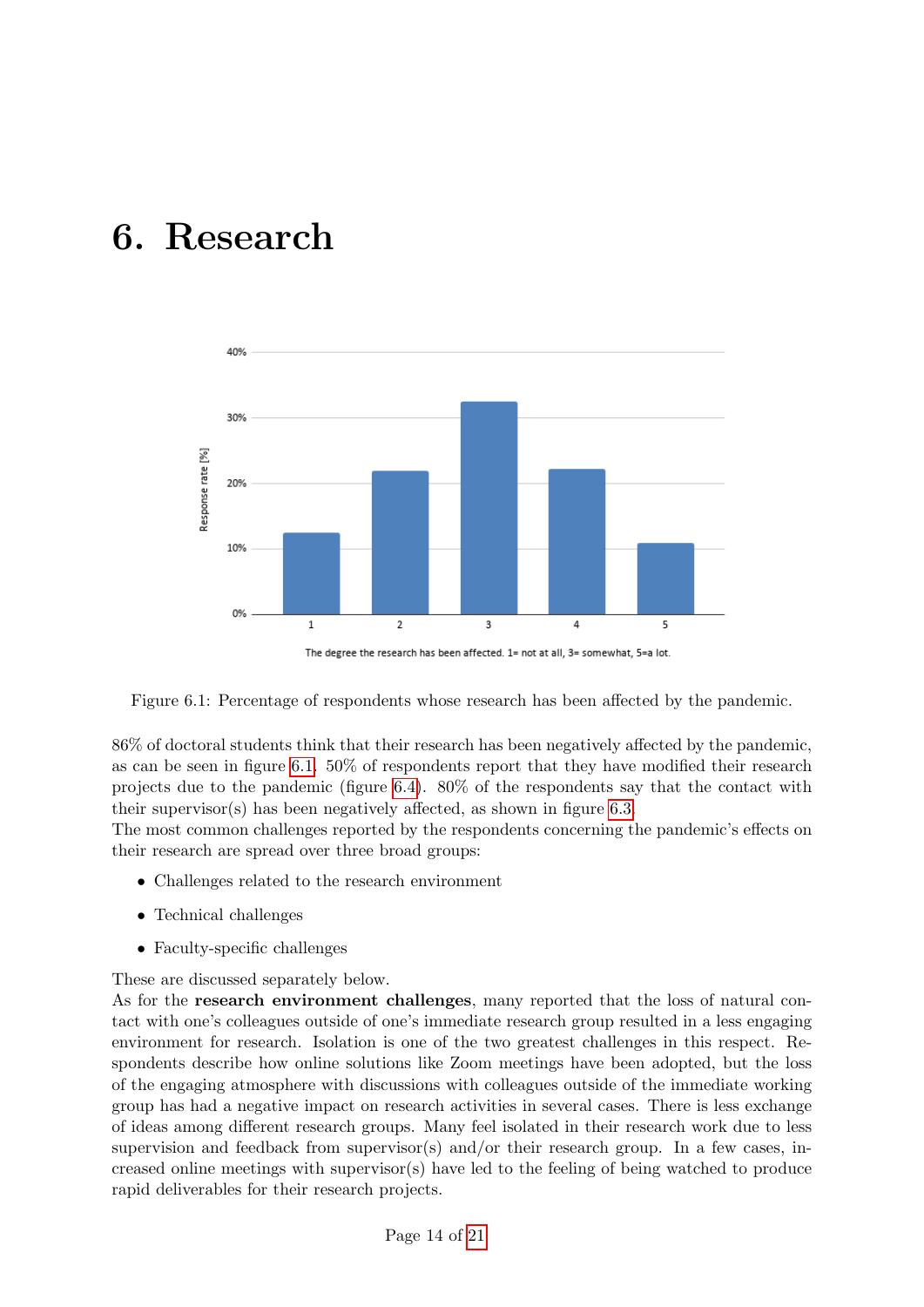# 6. Research

Figure 6.1: Percentage of respondents whose research has been affected by the pandemic.

86% of doctoral students think that their research has been negatively affected by the pandemic, as can be seen in figure 6.1. 50% of respondents report that they have modified their research projects due to the pandemic (figure 6.4). 80% of the respondents say that the contact with their supervisor(s) has been negatively affected, as shown in figure 6.3.

The most common challenges reported by the respondents concerning the pandemic's effects on their research are spread over three broad groups:

- Challenges related to the research environment
- Technical challenges
- Faculty-specific challenges

These are discussed separately below.

As for the **research environment challenges**, many reported that the loss of natural contact with one's colleagues outside of one's immediate research group resulted in a less engaging environment for research. Isolation is one of the two greatest challenges in this respect. Respondents describe how online solutions like Zoom meetings have been adopted, but the loss of the engaging atmosphere with discussions with colleagues outside of the immediate working group has had a negative impact on research activities in several cases. There is less exchange of ideas among different research groups. Many feel isolated in their research work due to less supervision and feedback from supervisor(s) and/or their research group. In a few cases, increased online meetings with supervisor(s) have led to the feeling of being watched to produce rapid deliverables for their research projects.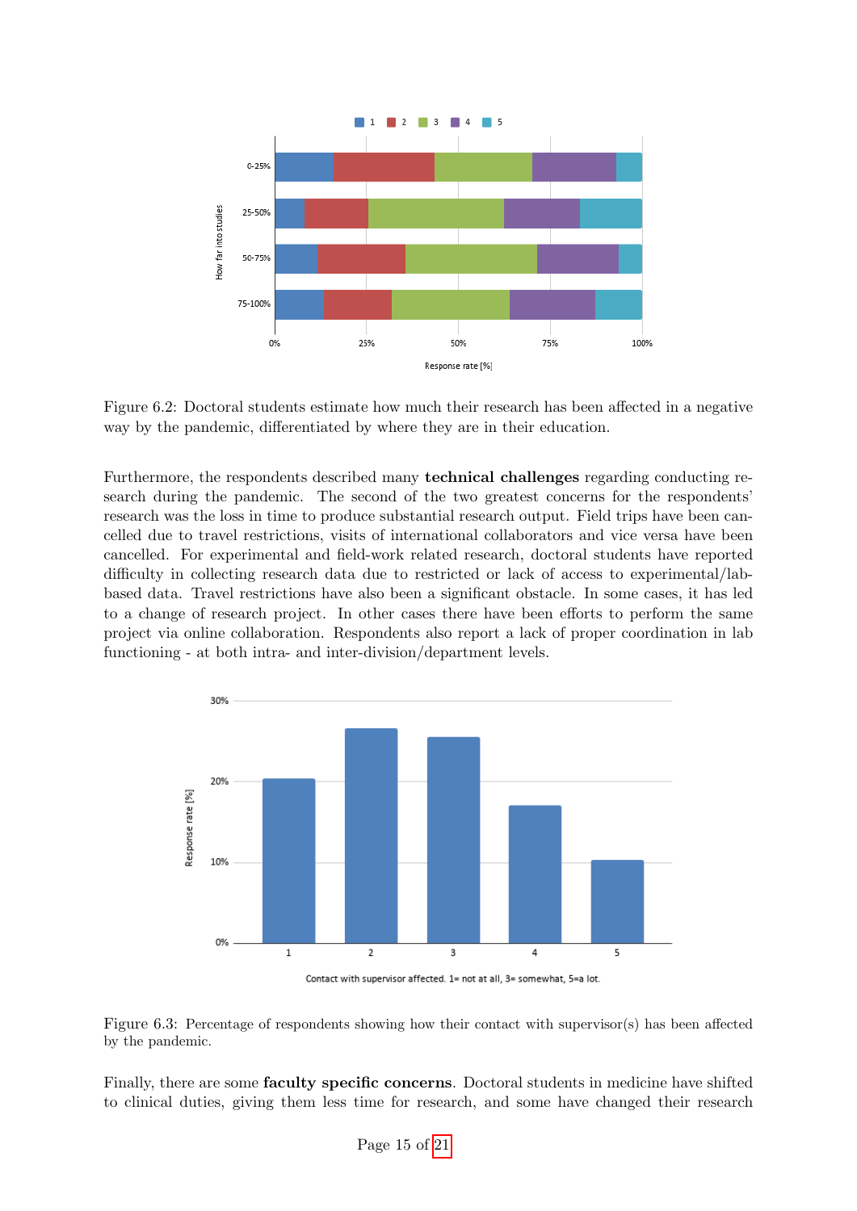Figure 6.2: Doctoral students estimate how much their research has been affected in a negative way by the pandemic, differentiated by where they are in their education.

Furthermore, the respondents described many **technical challenges** regarding conducting research during the pandemic. The second of the two greatest concerns for the respondents' research was the loss in time to produce substantial research output. Field trips have been cancelled due to travel restrictions, visits of international collaborators and vice versa have been cancelled. For experimental and field-work related research, doctoral students have reported difficulty in collecting research data due to restricted or lack of access to experimental/lab-based data. Travel restrictions have also been a significant obstacle. In some cases, it has led to a change of research project. In other cases there have been efforts to perform the same project via online collaboration. Respondents also report a lack of proper coordination in lab functioning - at both intra- and inter-division/department levels.

Figure 6.3: Percentage of respondents showing how their contact with supervisor(s) has been affected by the pandemic.

Finally, there are some **faculty specific concerns**. Doctoral students in medicine have shifted to clinical duties, giving them less time for research, and some have changed their research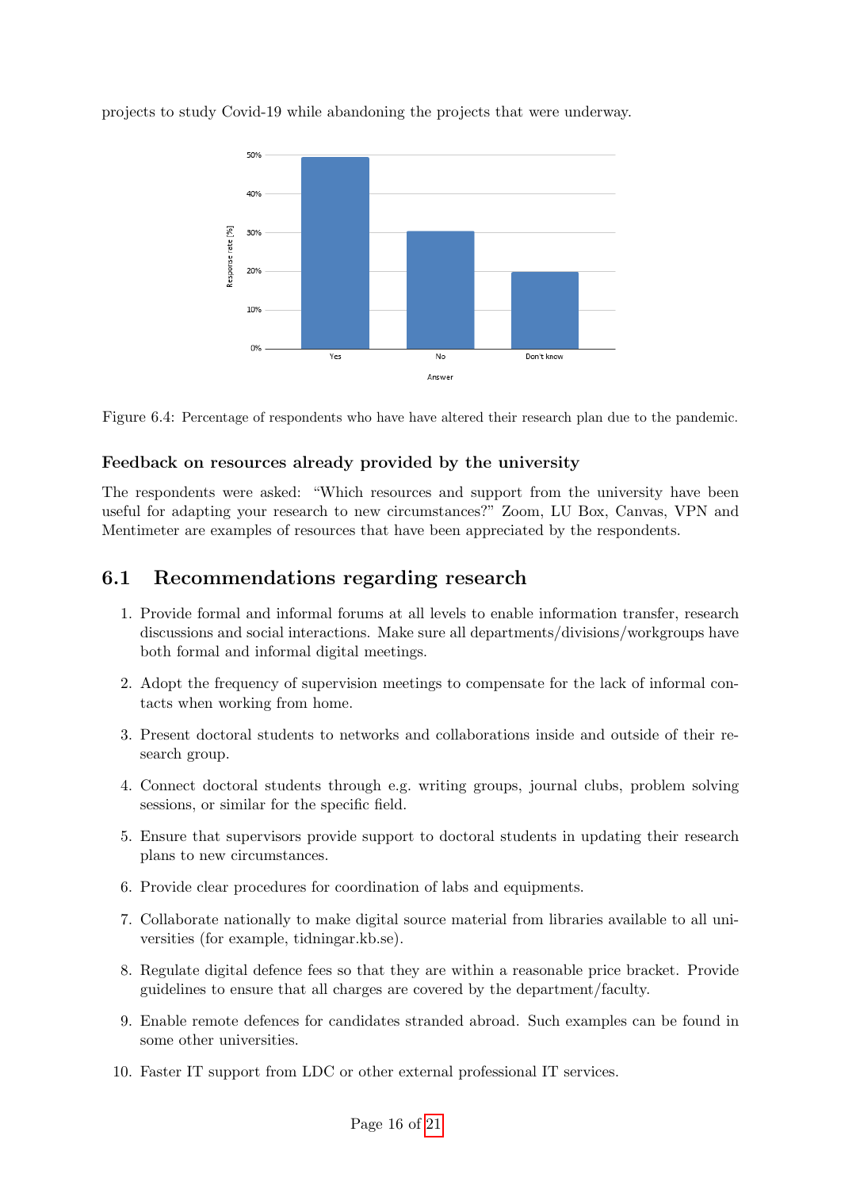projects to study Covid-19 while abandoning the projects that were underway.

Figure 6.4: Percentage of respondents who have have altered their research plan due to the pandemic.

### Feedback on resources already provided by the university

The respondents were asked: "Which resources and support from the university have been useful for adapting your research to new circumstances?" Zoom, LU Box, Canvas, VPN and Mentimeter are examples of resources that have been appreciated by the respondents.

## 6.1 Recommendations regarding research

1. Provide formal and informal forums at all levels to enable information transfer, research discussions and social interactions. Make sure all departments/divisions/workgroups have both formal and informal digital meetings.
2. Adopt the frequency of supervision meetings to compensate for the lack of informal contacts when working from home.
3. Present doctoral students to networks and collaborations inside and outside of their research group.
4. Connect doctoral students through e.g. writing groups, journal clubs, problem solving sessions, or similar for the specific field.
5. Ensure that supervisors provide support to doctoral students in updating their research plans to new circumstances.
6. Provide clear procedures for coordination of labs and equipments.
7. Collaborate nationally to make digital source material from libraries available to all universities (for example, tidningar.kb.se).
8. Regulate digital defence fees so that they are within a reasonable price bracket. Provide guidelines to ensure that all charges are covered by the department/faculty.
9. Enable remote defences for candidates stranded abroad. Such examples can be found in some other universities.
10. Faster IT support from LDC or other external professional IT services.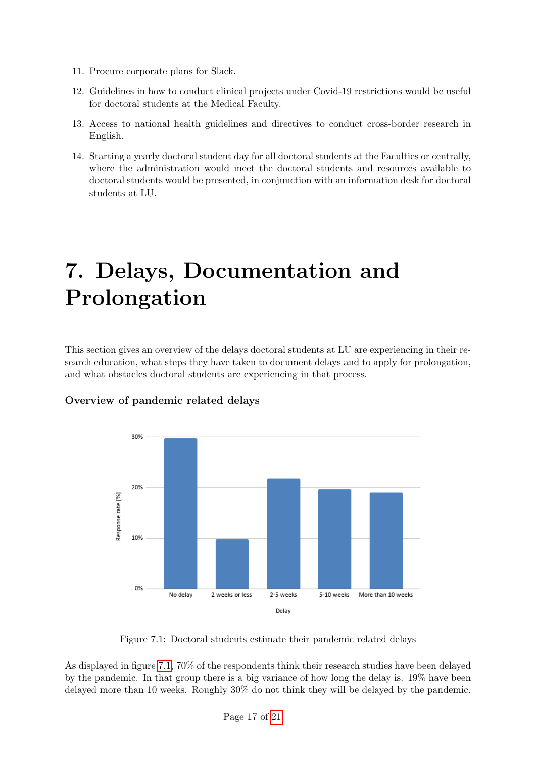11. Procure corporate plans for Slack.

12. Guidelines in how to conduct clinical projects under Covid-19 restrictions would be useful for doctoral students at the Medical Faculty.

13. Access to national health guidelines and directives to conduct cross-border research in English.

14. Starting a yearly doctoral student day for all doctoral students at the Faculties or centrally, where the administration would meet the doctoral students and resources available to doctoral students would be presented, in conjunction with an information desk for doctoral students at LU.

# 7. Delays, Documentation and Prolongation

This section gives an overview of the delays doctoral students at LU are experiencing in their research education, what steps they have taken to document delays and to apply for prolongation, and what obstacles doctoral students are experiencing in that process.

### Overview of pandemic related delays

Figure 7.1: Doctoral students estimate their pandemic related delays

As displayed in figure 7.1, 70% of the respondents think their research studies have been delayed by the pandemic. In that group there is a big variance of how long the delay is. 19% have been delayed more than 10 weeks. Roughly 30% do not think they will be delayed by the pandemic.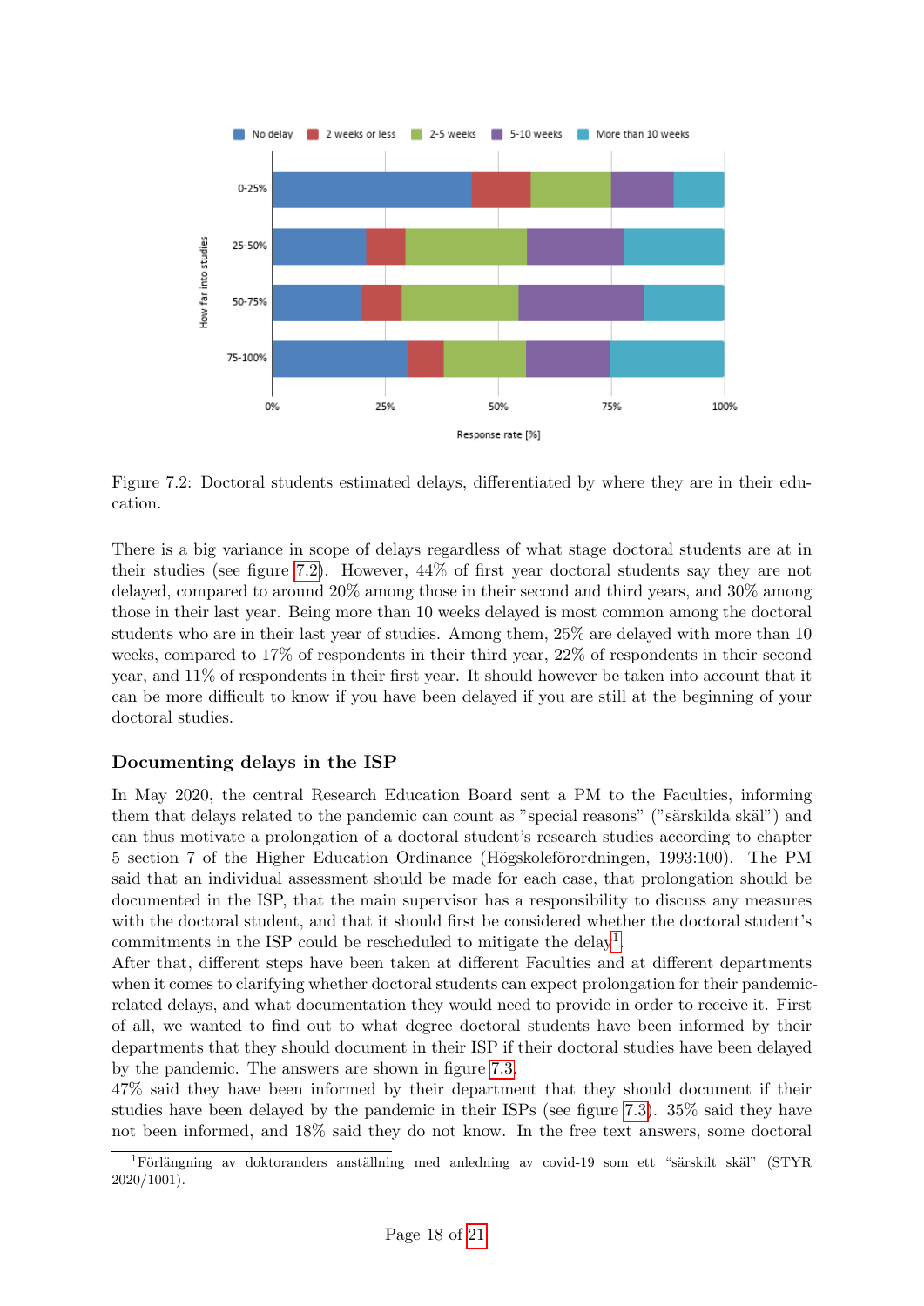Figure 7.2: Doctoral students estimated delays, differentiated by where they are in their education.

There is a big variance in scope of delays regardless of what stage doctoral students are at in their studies (see figure 7.2). However, 44% of first year doctoral students say they are not delayed, compared to around 20% among those in their second and third years, and 30% among those in their last year. Being more than 10 weeks delayed is most common among the doctoral students who are in their last year of studies. Among them, 25% are delayed with more than 10 weeks, compared to 17% of respondents in their third year, 22% of respondents in their second year, and 11% of respondents in their first year. It should however be taken into account that it can be more difficult to know if you have been delayed if you are still at the beginning of your doctoral studies.

### Documenting delays in the ISP

In May 2020, the central Research Education Board sent a PM to the Faculties, informing them that delays related to the pandemic can count as "special reasons" ("särskilda skäl") and can thus motivate a prolongation of a doctoral student's research studies according to chapter 5 section 7 of the Higher Education Ordinance (Högskoleförordningen, 1993:100). The PM said that an individual assessment should be made for each case, that prolongation should be documented in the ISP, that the main supervisor has a responsibility to discuss any measures with the doctoral student, and that it should first be considered whether the doctoral student's commitments in the ISP could be rescheduled to mitigate the delay[1].

After that, different steps have been taken at different Faculties and at different departments when it comes to clarifying whether doctoral students can expect prolongation for their pandemic-related delays, and what documentation they would need to provide in order to receive it. First of all, we wanted to find out to what degree doctoral students have been informed by their departments that they should document in their ISP if their doctoral studies have been delayed by the pandemic. The answers are shown in figure 7.3.

47% said they have been informed by their department that they should document if their studies have been delayed by the pandemic in their ISPs (see figure 7.3). 35% said they have not been informed, and 18% said they do not know. In the free text answers, some doctoral

[1] Förlängning av doktoranders anställning med anledning av covid-19 som ett "särskilt skäl" (STYR 2020/1001).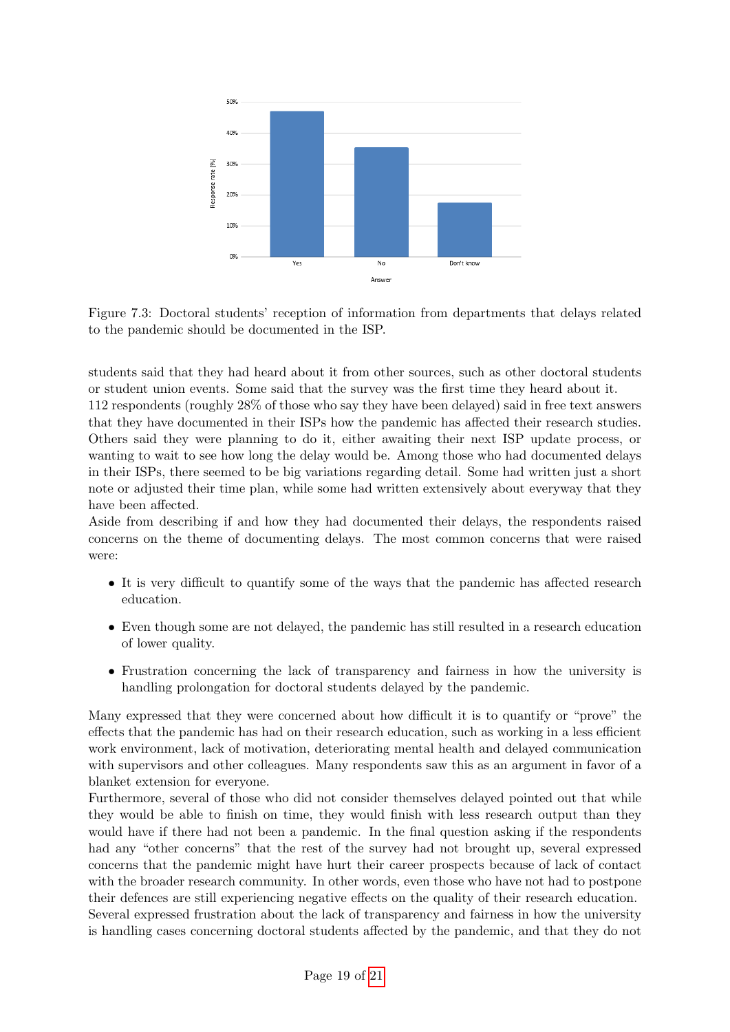Figure 7.3: Doctoral students' reception of information from departments that delays related to the pandemic should be documented in the ISP.

students said that they had heard about it from other sources, such as other doctoral students or student union events. Some said that the survey was the first time they heard about it.
112 respondents (roughly 28% of those who say they have been delayed) said in free text answers that they have documented in their ISPs how the pandemic has affected their research studies. Others said they were planning to do it, either awaiting their next ISP update process, or wanting to wait to see how long the delay would be. Among those who had documented delays in their ISPs, there seemed to be big variations regarding detail. Some had written just a short note or adjusted their time plan, while some had written extensively about everyway that they have been affected.
Aside from describing if and how they had documented their delays, the respondents raised concerns on the theme of documenting delays. The most common concerns that were raised were:

- It is very difficult to quantify some of the ways that the pandemic has affected research education.
- Even though some are not delayed, the pandemic has still resulted in a research education of lower quality.
- Frustration concerning the lack of transparency and fairness in how the university is handling prolongation for doctoral students delayed by the pandemic.

Many expressed that they were concerned about how difficult it is to quantify or "prove" the effects that the pandemic has had on their research education, such as working in a less efficient work environment, lack of motivation, deteriorating mental health and delayed communication with supervisors and other colleagues. Many respondents saw this as an argument in favor of a blanket extension for everyone.
Furthermore, several of those who did not consider themselves delayed pointed out that while they would be able to finish on time, they would finish with less research output than they would have if there had not been a pandemic. In the final question asking if the respondents had any "other concerns" that the rest of the survey had not brought up, several expressed concerns that the pandemic might have hurt their career prospects because of lack of contact with the broader research community. In other words, even those who have not had to postpone their defences are still experiencing negative effects on the quality of their research education.
Several expressed frustration about the lack of transparency and fairness in how the university is handling cases concerning doctoral students affected by the pandemic, and that they do not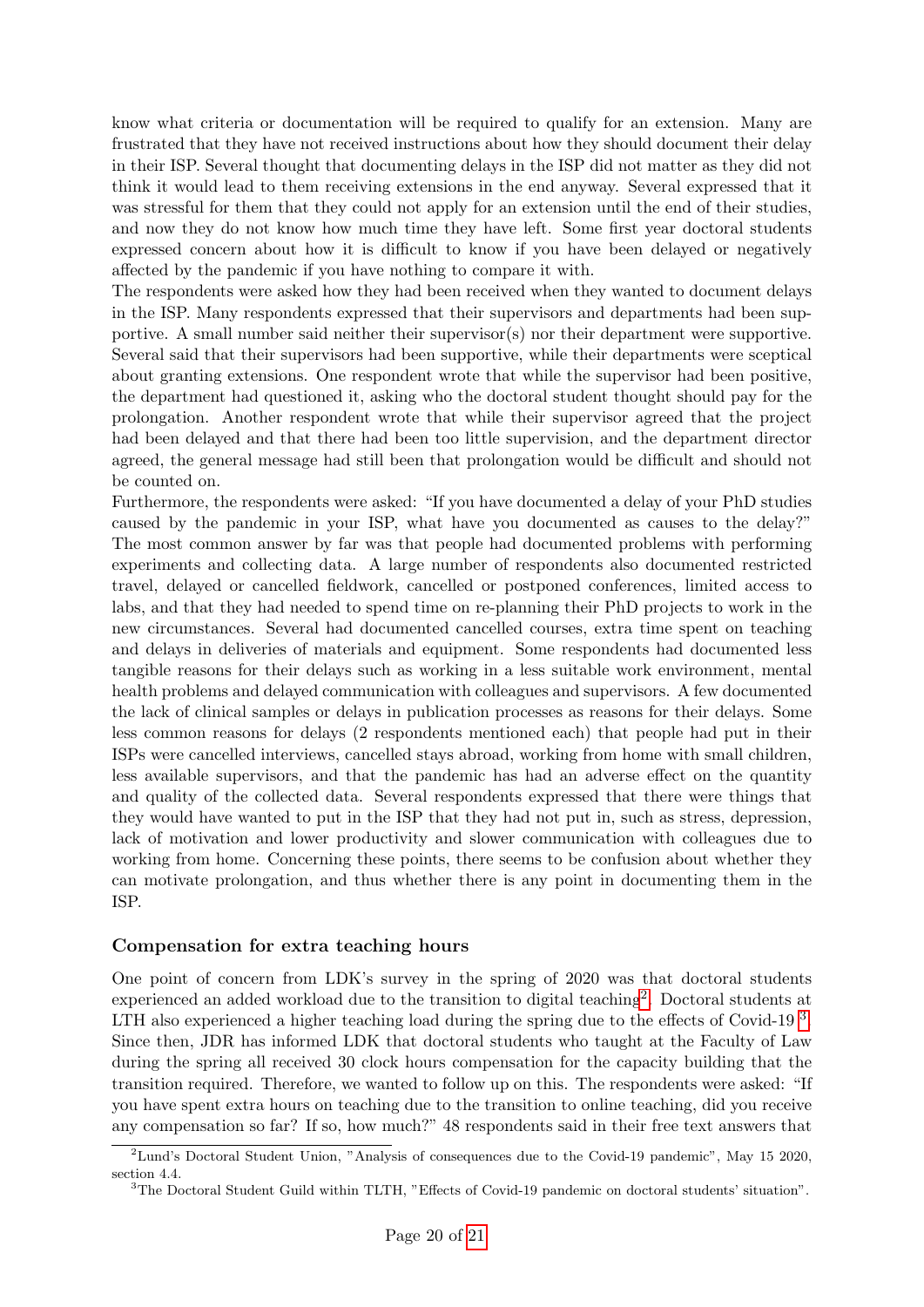know what criteria or documentation will be required to qualify for an extension. Many are frustrated that they have not received instructions about how they should document their delay in their ISP. Several thought that documenting delays in the ISP did not matter as they did not think it would lead to them receiving extensions in the end anyway. Several expressed that it was stressful for them that they could not apply for an extension until the end of their studies, and now they do not know how much time they have left. Some first year doctoral students expressed concern about how it is difficult to know if you have been delayed or negatively affected by the pandemic if you have nothing to compare it with.

The respondents were asked how they had been received when they wanted to document delays in the ISP. Many respondents expressed that their supervisors and departments had been supportive. A small number said neither their supervisor(s) nor their department were supportive. Several said that their supervisors had been supportive, while their departments were sceptical about granting extensions. One respondent wrote that while the supervisor had been positive, the department had questioned it, asking who the doctoral student thought should pay for the prolongation. Another respondent wrote that while their supervisor agreed that the project had been delayed and that there had been too little supervision, and the department director agreed, the general message had still been that prolongation would be difficult and should not be counted on.

Furthermore, the respondents were asked: "If you have documented a delay of your PhD studies caused by the pandemic in your ISP, what have you documented as causes to the delay?" The most common answer by far was that people had documented problems with performing experiments and collecting data. A large number of respondents also documented restricted travel, delayed or cancelled fieldwork, cancelled or postponed conferences, limited access to labs, and that they had needed to spend time on re-planning their PhD projects to work in the new circumstances. Several had documented cancelled courses, extra time spent on teaching and delays in deliveries of materials and equipment. Some respondents had documented less tangible reasons for their delays such as working in a less suitable work environment, mental health problems and delayed communication with colleagues and supervisors. A few documented the lack of clinical samples or delays in publication processes as reasons for their delays. Some less common reasons for delays (2 respondents mentioned each) that people had put in their ISPs were cancelled interviews, cancelled stays abroad, working from home with small children, less available supervisors, and that the pandemic has had an adverse effect on the quantity and quality of the collected data. Several respondents expressed that there were things that they would have wanted to put in the ISP that they had not put in, such as stress, depression, lack of motivation and lower productivity and slower communication with colleagues due to working from home. Concerning these points, there seems to be confusion about whether they can motivate prolongation, and thus whether there is any point in documenting them in the ISP.

### Compensation for extra teaching hours

One point of concern from LDK's survey in the spring of 2020 was that doctoral students experienced an added workload due to the transition to digital teaching[2]. Doctoral students at LTH also experienced a higher teaching load during the spring due to the effects of Covid-19 [3]. Since then, JDR has informed LDK that doctoral students who taught at the Faculty of Law during the spring all received 30 clock hours compensation for the capacity building that the transition required. Therefore, we wanted to follow up on this. The respondents were asked: "If you have spent extra hours on teaching due to the transition to online teaching, did you receive any compensation so far? If so, how much?" 48 respondents said in their free text answers that

[2] Lund's Doctoral Student Union, "Analysis of consequences due to the Covid-19 pandemic", May 15 2020, section 4.4.

[3] The Doctoral Student Guild within TLTH, "Effects of Covid-19 pandemic on doctoral students' situation".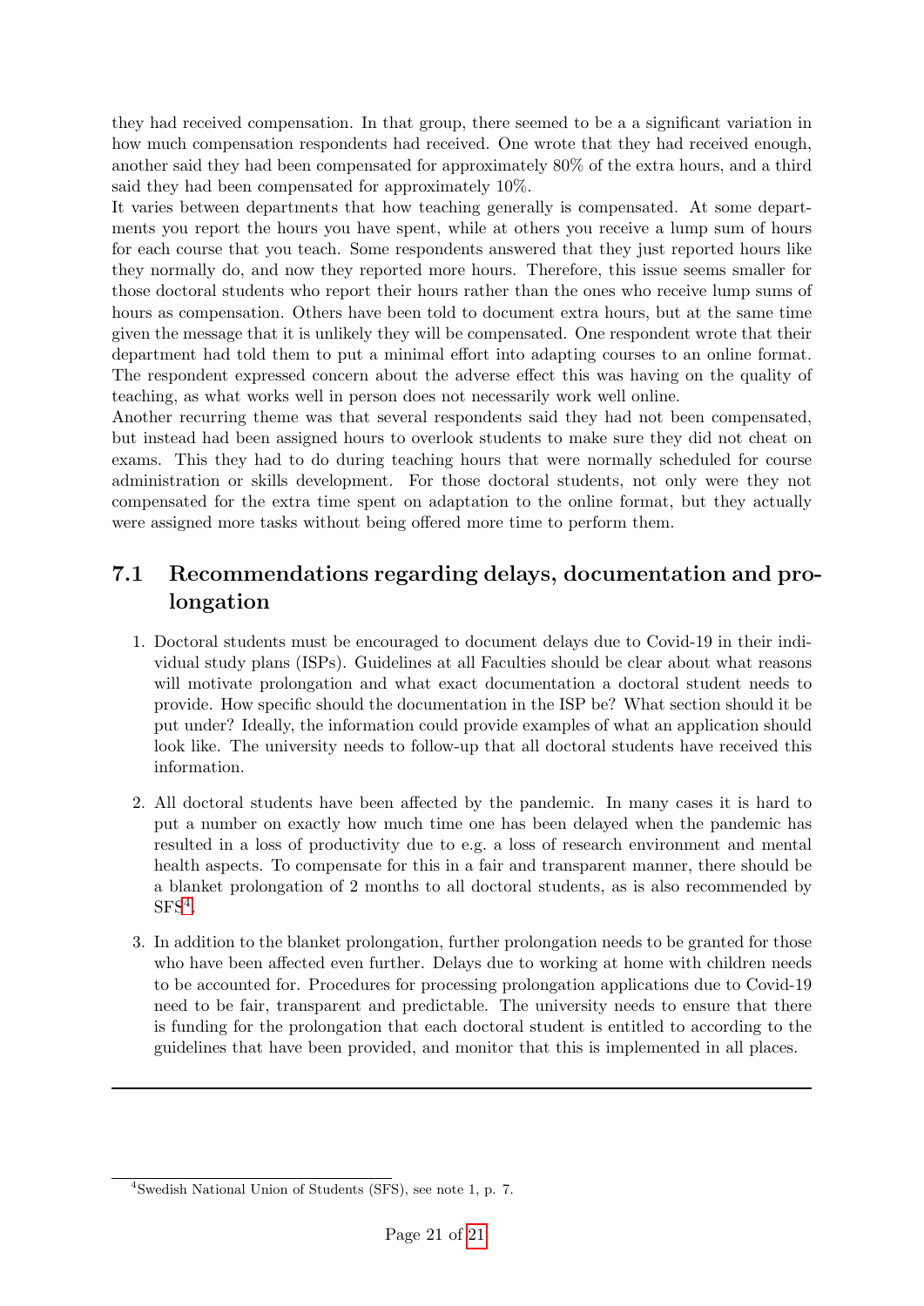they had received compensation. In that group, there seemed to be a a significant variation in how much compensation respondents had received. One wrote that they had received enough, another said they had been compensated for approximately 80% of the extra hours, and a third said they had been compensated for approximately 10%.

It varies between departments that how teaching generally is compensated. At some departments you report the hours you have spent, while at others you receive a lump sum of hours for each course that you teach. Some respondents answered that they just reported hours like they normally do, and now they reported more hours. Therefore, this issue seems smaller for those doctoral students who report their hours rather than the ones who receive lump sums of hours as compensation. Others have been told to document extra hours, but at the same time given the message that it is unlikely they will be compensated. One respondent wrote that their department had told them to put a minimal effort into adapting courses to an online format. The respondent expressed concern about the adverse effect this was having on the quality of teaching, as what works well in person does not necessarily work well online.

Another recurring theme was that several respondents said they had not been compensated, but instead had been assigned hours to overlook students to make sure they did not cheat on exams. This they had to do during teaching hours that were normally scheduled for course administration or skills development. For those doctoral students, not only were they not compensated for the extra time spent on adaptation to the online format, but they actually were assigned more tasks without being offered more time to perform them.

## 7.1 Recommendations regarding delays, documentation and prolongation

1. Doctoral students must be encouraged to document delays due to Covid-19 in their individual study plans (ISPs). Guidelines at all Faculties should be clear about what reasons will motivate prolongation and what exact documentation a doctoral student needs to provide. How specific should the documentation in the ISP be? What section should it be put under? Ideally, the information could provide examples of what an application should look like. The university needs to follow-up that all doctoral students have received this information.

2. All doctoral students have been affected by the pandemic. In many cases it is hard to put a number on exactly how much time one has been delayed when the pandemic has resulted in a loss of productivity due to e.g. a loss of research environment and mental health aspects. To compensate for this in a fair and transparent manner, there should be a blanket prolongation of 2 months to all doctoral students, as is also recommended by SFS[4].

3. In addition to the blanket prolongation, further prolongation needs to be granted for those who have been affected even further. Delays due to working at home with children needs to be accounted for. Procedures for processing prolongation applications due to Covid-19 need to be fair, transparent and predictable. The university needs to ensure that there is funding for the prolongation that each doctoral student is entitled to according to the guidelines that have been provided, and monitor that this is implemented in all places.

---

[4] Swedish National Union of Students (SFS), see note 1, p. 7.